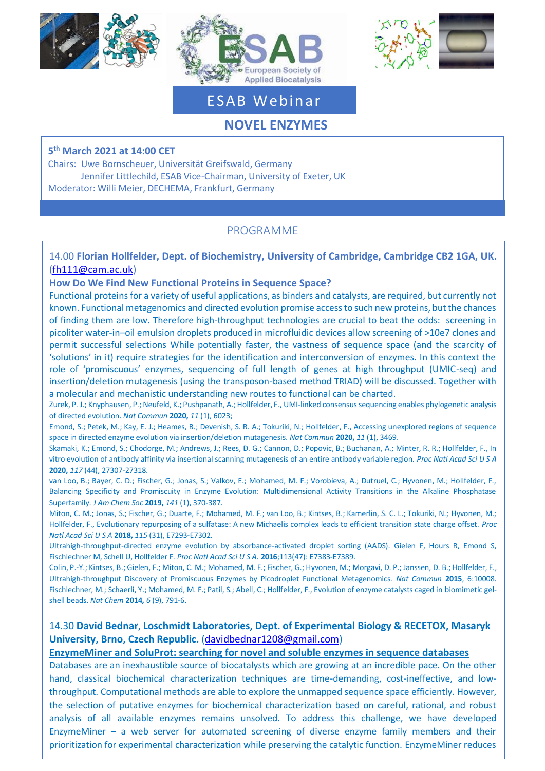ESAB European Society of Applied Biocatalysis

# ESAB Webinar

## NOVEL ENZYMES

**5th March 2021 at 14:00 CET**

Chairs: Uwe Bornscheuer, Universität Greifswald, Germany
Jennifer Littlechild, ESAB Vice-Chairman, University of Exeter, UK
Moderator: Willi Meier, DECHEMA, Frankfurt, Germany

## PROGRAMME

14.00 **Florian Hollfelder, Dept. of Biochemistry, University of Cambridge, Cambridge CB2 1GA, UK.** (fh111@cam.ac.uk)

**How Do We Find New Functional Proteins in Sequence Space?**

Functional proteins for a variety of useful applications, as binders and catalysts, are required, but currently not known. Functional metagenomics and directed evolution promise access to such new proteins, but the chances of finding them are low. Therefore high-throughput technologies are crucial to beat the odds: screening in picoliter water-in–oil emulsion droplets produced in microfluidic devices allow screening of >10e7 clones and permit successful selections While potentially faster, the vastness of sequence space (and the scarcity of 'solutions' in it) require strategies for the identification and interconversion of enzymes. In this context the role of 'promiscuous' enzymes, sequencing of full length of genes at high throughput (UMIC-seq) and insertion/deletion mutagenesis (using the transposon-based method TRIAD) will be discussed. Together with a molecular and mechanistic understanding new routes to functional can be charted.

Zurek, P. J.; Knyphausen, P.; Neufeld, K.; Pushpanath, A.; Hollfelder, F., UMI-linked consensus sequencing enables phylogenetic analysis of directed evolution. *Nat Commun* **2020,** *11* (1), 6023;

Emond, S.; Petek, M.; Kay, E. J.; Heames, B.; Devenish, S. R. A.; Tokuriki, N.; Hollfelder, F., Accessing unexplored regions of sequence space in directed enzyme evolution via insertion/deletion mutagenesis. *Nat Commun* **2020,** *11* (1), 3469.

Skamaki, K.; Emond, S.; Chodorge, M.; Andrews, J.; Rees, D. G.; Cannon, D.; Popovic, B.; Buchanan, A.; Minter, R. R.; Hollfelder, F., In vitro evolution of antibody affinity via insertional scanning mutagenesis of an entire antibody variable region. *Proc Natl Acad Sci U S A* **2020,** *117* (44), 27307-27318.

van Loo, B.; Bayer, C. D.; Fischer, G.; Jonas, S.; Valkov, E.; Mohamed, M. F.; Vorobieva, A.; Dutruel, C.; Hyvonen, M.; Hollfelder, F., Balancing Specificity and Promiscuity in Enzyme Evolution: Multidimensional Activity Transitions in the Alkaline Phosphatase Superfamily. *J Am Chem Soc* **2019,** *141* (1), 370-387.

Miton, C. M.; Jonas, S.; Fischer, G.; Duarte, F.; Mohamed, M. F.; van Loo, B.; Kintses, B.; Kamerlin, S. C. L.; Tokuriki, N.; Hyvonen, M.; Hollfelder, F., Evolutionary repurposing of a sulfatase: A new Michaelis complex leads to efficient transition state charge offset. *Proc Natl Acad Sci U S A* **2018,** *115* (31), E7293-E7302.

Ultrahigh-throughput-directed enzyme evolution by absorbance-activated droplet sorting (AADS). Gielen F, Hours R, Emond S, Fischlechner M, Schell U, Hollfelder F. *Proc Natl Acad Sci U S A*. **2016**;113(47): E7383-E7389.

Colin, P.-Y.; Kintses, B.; Gielen, F.; Miton, C. M.; Mohamed, M. F.; Fischer, G.; Hyvonen, M.; Morgavi, D. P.; Janssen, D. B.; Hollfelder, F., Ultrahigh-throughput Discovery of Promiscuous Enzymes by Picodroplet Functional Metagenomics. *Nat Commun* **2015**, 6:10008. Fischlechner, M.; Schaerli, Y.; Mohamed, M. F.; Patil, S.; Abell, C.; Hollfelder, F., Evolution of enzyme catalysts caged in biomimetic gel-shell beads. *Nat Chem* **2014,** *6* (9), 791-6.

14.30 **David Bednar**, **Loschmidt Laboratories, Dept. of Experimental Biology & RECETOX, Masaryk University, Brno, Czech Republic.** (davidbednar1208@gmail.com)

**EnzymeMiner and SoluProt: searching for novel and soluble enzymes in sequence databases**

Databases are an inexhaustible source of biocatalysts which are growing at an incredible pace. On the other hand, classical biochemical characterization techniques are time-demanding, cost-ineffective, and low-throughput. Computational methods are able to explore the unmapped sequence space efficiently. However, the selection of putative enzymes for biochemical characterization based on careful, rational, and robust analysis of all available enzymes remains unsolved. To address this challenge, we have developed EnzymeMiner – a web server for automated screening of diverse enzyme family members and their prioritization for experimental characterization while preserving the catalytic function. EnzymeMiner reduces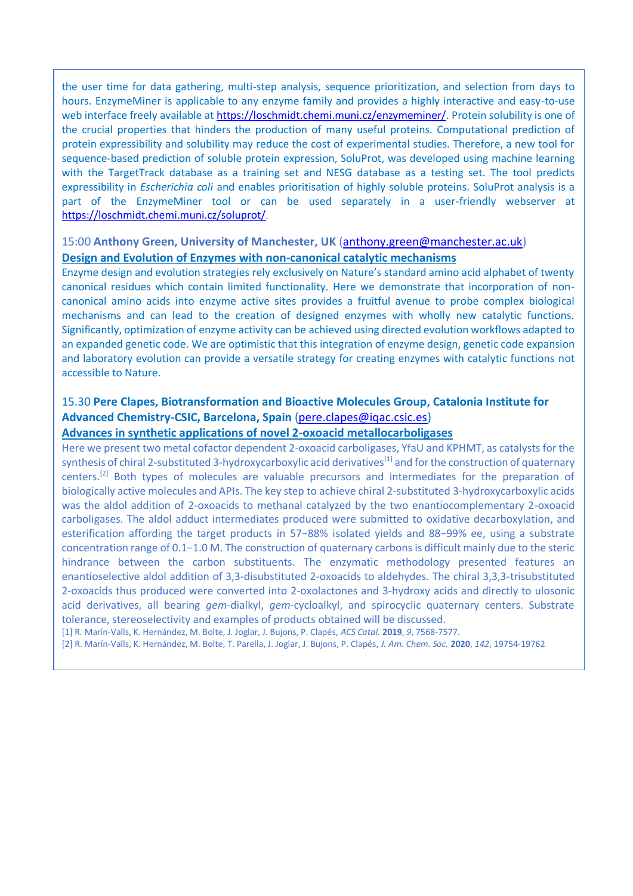the user time for data gathering, multi-step analysis, sequence prioritization, and selection from days to hours. EnzymeMiner is applicable to any enzyme family and provides a highly interactive and easy-to-use web interface freely available at https://loschmidt.chemi.muni.cz/enzymeminer/. Protein solubility is one of the crucial properties that hinders the production of many useful proteins. Computational prediction of protein expressibility and solubility may reduce the cost of experimental studies. Therefore, a new tool for sequence-based prediction of soluble protein expression, SoluProt, was developed using machine learning with the TargetTrack database as a training set and NESG database as a testing set. The tool predicts expressibility in *Escherichia coli* and enables prioritisation of highly soluble proteins. SoluProt analysis is a part of the EnzymeMiner tool or can be used separately in a user-friendly webserver at https://loschmidt.chemi.muni.cz/soluprot/.

15:00 **Anthony Green, University of Manchester, UK** (anthony.green@manchester.ac.uk)

**Design and Evolution of Enzymes with non-canonical catalytic mechanisms**

Enzyme design and evolution strategies rely exclusively on Nature's standard amino acid alphabet of twenty canonical residues which contain limited functionality. Here we demonstrate that incorporation of non-canonical amino acids into enzyme active sites provides a fruitful avenue to probe complex biological mechanisms and can lead to the creation of designed enzymes with wholly new catalytic functions. Significantly, optimization of enzyme activity can be achieved using directed evolution workflows adapted to an expanded genetic code. We are optimistic that this integration of enzyme design, genetic code expansion and laboratory evolution can provide a versatile strategy for creating enzymes with catalytic functions not accessible to Nature.

15.30 **Pere Clapes, Biotransformation and Bioactive Molecules Group, Catalonia Institute for Advanced Chemistry-CSIC, Barcelona, Spain** (pere.clapes@iqac.csic.es)

**Advances in synthetic applications of novel 2-oxoacid metallocarboligases**

Here we present two metal cofactor dependent 2-oxoacid carboligases, YfaU and KPHMT, as catalysts for the synthesis of chiral 2-substituted 3-hydroxycarboxylic acid derivatives[1] and for the construction of quaternary centers.[2] Both types of molecules are valuable precursors and intermediates for the preparation of biologically active molecules and APIs. The key step to achieve chiral 2-substituted 3-hydroxycarboxylic acids was the aldol addition of 2-oxoacids to methanal catalyzed by the two enantiocomplementary 2-oxoacid carboligases. The aldol adduct intermediates produced were submitted to oxidative decarboxylation, and esterification affording the target products in 57−88% isolated yields and 88−99% ee, using a substrate concentration range of 0.1−1.0 M. The construction of quaternary carbons is difficult mainly due to the steric hindrance between the carbon substituents. The enzymatic methodology presented features an enantioselective aldol addition of 3,3-disubstituted 2-oxoacids to aldehydes. The chiral 3,3,3-trisubstituted 2-oxoacids thus produced were converted into 2-oxolactones and 3-hydroxy acids and directly to ulosonic acid derivatives, all bearing *gem*-dialkyl, *gem*-cycloalkyl, and spirocyclic quaternary centers. Substrate tolerance, stereoselectivity and examples of products obtained will be discussed.

[1] R. Marín-Valls, K. Hernández, M. Bolte, J. Joglar, J. Bujons, P. Clapés, *ACS Catal.* **2019**, *9*, 7568-7577.

[2] R. Marín-Valls, K. Hernández, M. Bolte, T. Parella, J. Joglar, J. Bujons, P. Clapés, *J. Am. Chem. Soc.* **2020**, *142*, 19754-19762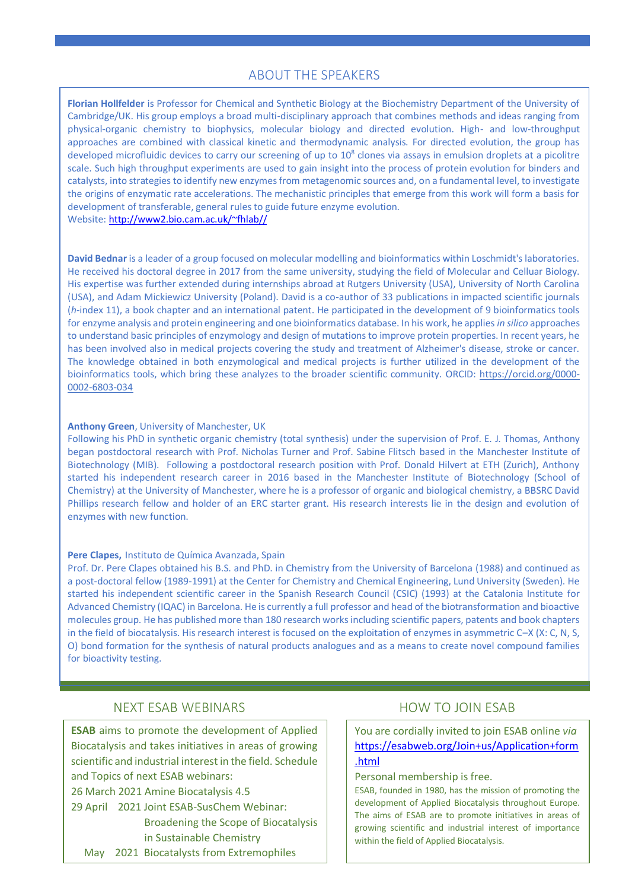## ABOUT THE SPEAKERS

**Florian Hollfelder** is Professor for Chemical and Synthetic Biology at the Biochemistry Department of the University of Cambridge/UK. His group employs a broad multi-disciplinary approach that combines methods and ideas ranging from physical-organic chemistry to biophysics, molecular biology and directed evolution. High- and low-throughput approaches are combined with classical kinetic and thermodynamic analysis. For directed evolution, the group has developed microfluidic devices to carry our screening of up to $10^8$ clones via assays in emulsion droplets at a picolitre scale. Such high throughput experiments are used to gain insight into the process of protein evolution for binders and catalysts, into strategies to identify new enzymes from metagenomic sources and, on a fundamental level, to investigate the origins of enzymatic rate accelerations. The mechanistic principles that emerge from this work will form a basis for development of transferable, general rules to guide future enzyme evolution.
Website: http://www2.bio.cam.ac.uk/~fhlab//

**David Bednar** is a leader of a group focused on molecular modelling and bioinformatics within Loschmidt's laboratories. He received his doctoral degree in 2017 from the same university, studying the field of Molecular and Celluar Biology. His expertise was further extended during internships abroad at Rutgers University (USA), University of North Carolina (USA), and Adam Mickiewicz University (Poland). David is a co-author of 33 publications in impacted scientific journals (*h*-index 11), a book chapter and an international patent. He participated in the development of 9 bioinformatics tools for enzyme analysis and protein engineering and one bioinformatics database. In his work, he applies *in silico* approaches to understand basic principles of enzymology and design of mutations to improve protein properties. In recent years, he has been involved also in medical projects covering the study and treatment of Alzheimer's disease, stroke or cancer. The knowledge obtained in both enzymological and medical projects is further utilized in the development of the bioinformatics tools, which bring these analyzes to the broader scientific community. ORCID: https://orcid.org/0000-0002-6803-034

**Anthony Green**, University of Manchester, UK
Following his PhD in synthetic organic chemistry (total synthesis) under the supervision of Prof. E. J. Thomas, Anthony began postdoctoral research with Prof. Nicholas Turner and Prof. Sabine Flitsch based in the Manchester Institute of Biotechnology (MIB). Following a postdoctoral research position with Prof. Donald Hilvert at ETH (Zurich), Anthony started his independent research career in 2016 based in the Manchester Institute of Biotechnology (School of Chemistry) at the University of Manchester, where he is a professor of organic and biological chemistry, a BBSRC David Phillips research fellow and holder of an ERC starter grant. His research interests lie in the design and evolution of enzymes with new function.

**Pere Clapes,** Instituto de Química Avanzada, Spain
Prof. Dr. Pere Clapes obtained his B.S. and PhD. in Chemistry from the University of Barcelona (1988) and continued as a post-doctoral fellow (1989-1991) at the Center for Chemistry and Chemical Engineering, Lund University (Sweden). He started his independent scientific career in the Spanish Research Council (CSIC) (1993) at the Catalonia Institute for Advanced Chemistry (IQAC) in Barcelona. He is currently a full professor and head of the biotransformation and bioactive molecules group. He has published more than 180 research works including scientific papers, patents and book chapters in the field of biocatalysis. His research interest is focused on the exploitation of enzymes in asymmetric C–X (X: C, N, S, O) bond formation for the synthesis of natural products analogues and as a means to create novel compound families for bioactivity testing.

## NEXT ESAB WEBINARS

**ESAB** aims to promote the development of Applied Biocatalysis and takes initiatives in areas of growing scientific and industrial interest in the field. Schedule and Topics of next ESAB webinars:

26 March 2021 Amine Biocatalysis 4.5
29 April 2021 Joint ESAB-SusChem Webinar: Broadening the Scope of Biocatalysis in Sustainable Chemistry
May 2021 Biocatalysts from Extremophiles

## HOW TO JOIN ESAB

You are cordially invited to join ESAB online *via* https://esabweb.org/Join+us/Application+form.html

Personal membership is free.

ESAB, founded in 1980, has the mission of promoting the development of Applied Biocatalysis throughout Europe. The aims of ESAB are to promote initiatives in areas of growing scientific and industrial interest of importance within the field of Applied Biocatalysis.